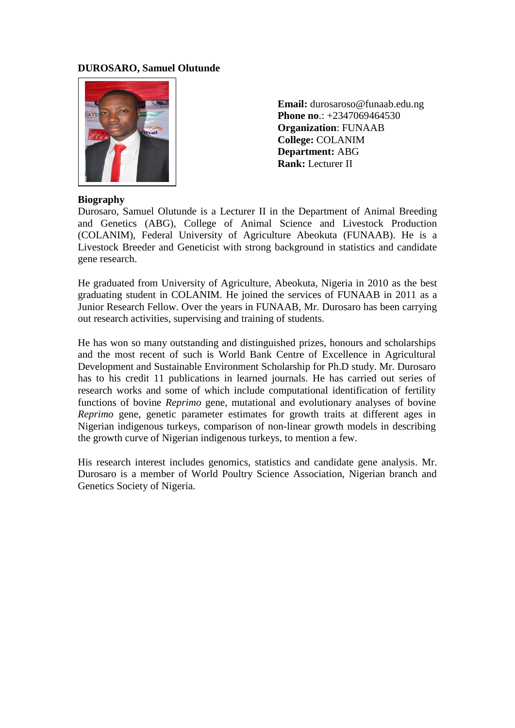**DUROSARO, Samuel Olutunde**

**Email:** durosaroso@funaab.edu.ng
**Phone no**.: +2347069464530
**Organization**: FUNAAB
**College:** COLANIM
**Department:** ABG
**Rank:** Lecturer II

**Biography**

Durosaro, Samuel Olutunde is a Lecturer II in the Department of Animal Breeding and Genetics (ABG), College of Animal Science and Livestock Production (COLANIM), Federal University of Agriculture Abeokuta (FUNAAB). He is a Livestock Breeder and Geneticist with strong background in statistics and candidate gene research.

He graduated from University of Agriculture, Abeokuta, Nigeria in 2010 as the best graduating student in COLANIM. He joined the services of FUNAAB in 2011 as a Junior Research Fellow. Over the years in FUNAAB, Mr. Durosaro has been carrying out research activities, supervising and training of students.

He has won so many outstanding and distinguished prizes, honours and scholarships and the most recent of such is World Bank Centre of Excellence in Agricultural Development and Sustainable Environment Scholarship for Ph.D study. Mr. Durosaro has to his credit 11 publications in learned journals. He has carried out series of research works and some of which include computational identification of fertility functions of bovine *Reprimo* gene, mutational and evolutionary analyses of bovine *Reprimo* gene, genetic parameter estimates for growth traits at different ages in Nigerian indigenous turkeys, comparison of non-linear growth models in describing the growth curve of Nigerian indigenous turkeys, to mention a few.

His research interest includes genomics, statistics and candidate gene analysis. Mr. Durosaro is a member of World Poultry Science Association, Nigerian branch and Genetics Society of Nigeria.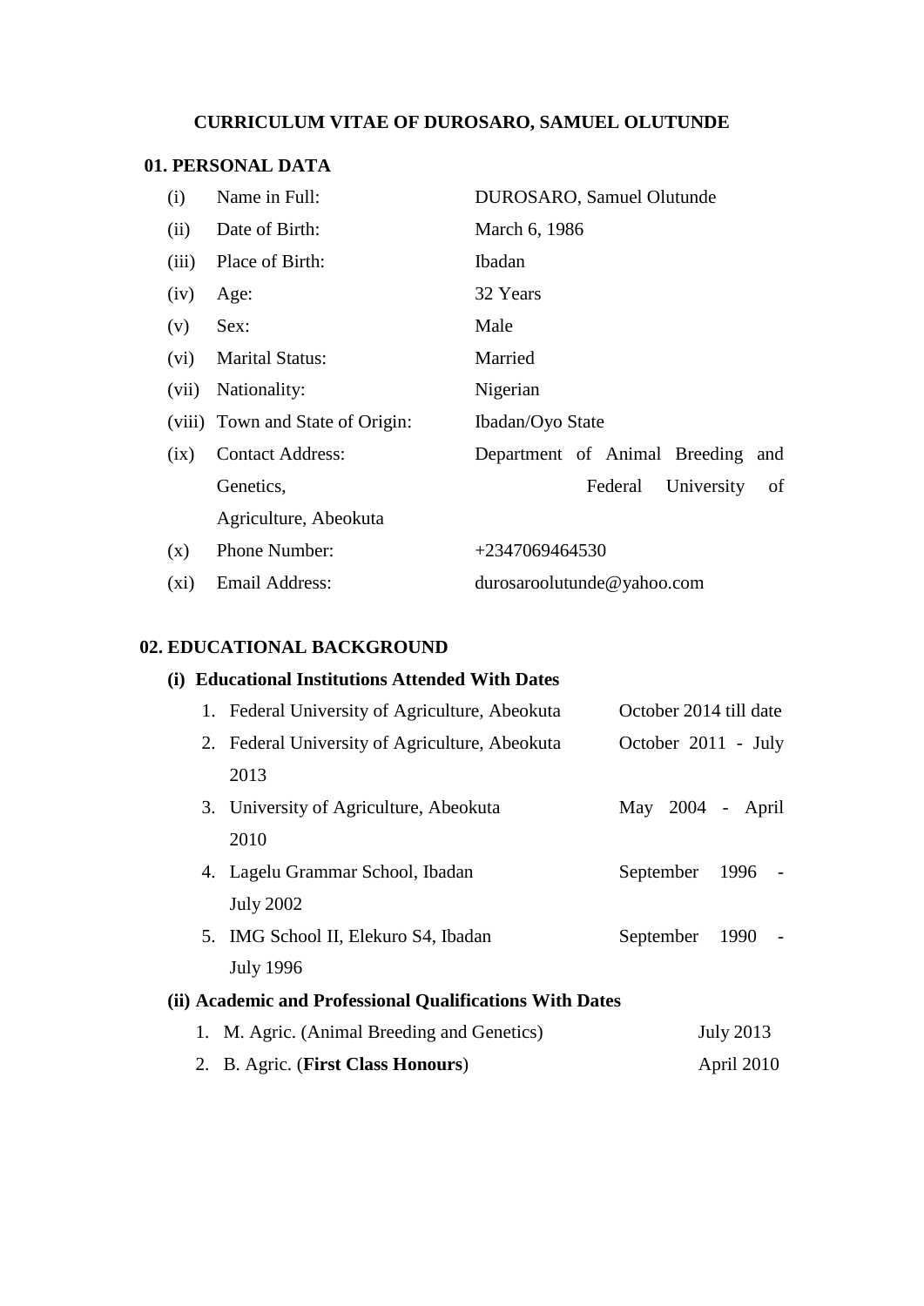# CURRICULUM VITAE OF DUROSARO, SAMUEL OLUTUNDE

## 01. PERSONAL DATA

| | | |
|---|---|---|
| (i) | Name in Full: | DUROSARO, Samuel Olutunde |
| (ii) | Date of Birth: | March 6, 1986 |
| (iii) | Place of Birth: | Ibadan |
| (iv) | Age: | 32 Years |
| (v) | Sex: | Male |
| (vi) | Marital Status: | Married |
| (vii) | Nationality: | Nigerian |
| (viii) | Town and State of Origin: | Ibadan/Oyo State |
| (ix) | Contact Address: | Department of Animal Breeding and Genetics, Federal University of Agriculture, Abeokuta |
| (x) | Phone Number: | +2347069464530 |
| (xi) | Email Address: | durosaroolutunde@yahoo.com |

## 02. EDUCATIONAL BACKGROUND

### (i) Educational Institutions Attended With Dates

1. Federal University of Agriculture, Abeokuta — October 2014 till date
2. Federal University of Agriculture, Abeokuta — October 2011 - July 2013
3. University of Agriculture, Abeokuta — May 2004 - April 2010
4. Lagelu Grammar School, Ibadan — September 1996 - July 2002
5. IMG School II, Elekuro S4, Ibadan — September 1990 - July 1996

### (ii) Academic and Professional Qualifications With Dates

1. M. Agric. (Animal Breeding and Genetics) — July 2013
2. B. Agric. (**First Class Honours**) — April 2010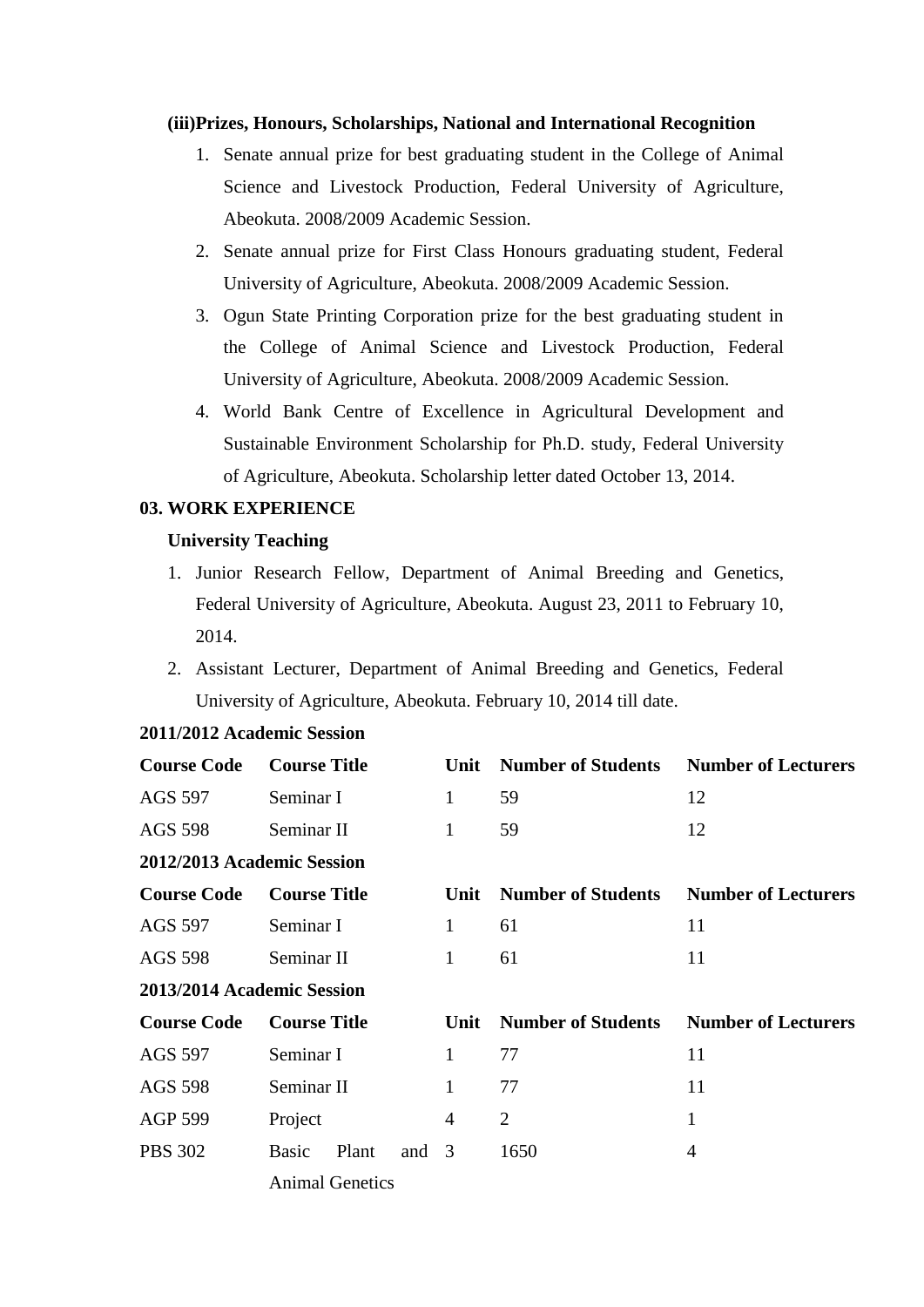**(iii)Prizes, Honours, Scholarships, National and International Recognition**

1. Senate annual prize for best graduating student in the College of Animal Science and Livestock Production, Federal University of Agriculture, Abeokuta. 2008/2009 Academic Session.
2. Senate annual prize for First Class Honours graduating student, Federal University of Agriculture, Abeokuta. 2008/2009 Academic Session.
3. Ogun State Printing Corporation prize for the best graduating student in the College of Animal Science and Livestock Production, Federal University of Agriculture, Abeokuta. 2008/2009 Academic Session.
4. World Bank Centre of Excellence in Agricultural Development and Sustainable Environment Scholarship for Ph.D. study, Federal University of Agriculture, Abeokuta. Scholarship letter dated October 13, 2014.

**03. WORK EXPERIENCE**

**University Teaching**

1. Junior Research Fellow, Department of Animal Breeding and Genetics, Federal University of Agriculture, Abeokuta. August 23, 2011 to February 10, 2014.
2. Assistant Lecturer, Department of Animal Breeding and Genetics, Federal University of Agriculture, Abeokuta. February 10, 2014 till date.

**2011/2012 Academic Session**

| Course Code | Course Title | Unit | Number of Students | Number of Lecturers |
|---|---|---|---|---|
| AGS 597 | Seminar I | 1 | 59 | 12 |
| AGS 598 | Seminar II | 1 | 59 | 12 |

**2012/2013 Academic Session**

| Course Code | Course Title | Unit | Number of Students | Number of Lecturers |
|---|---|---|---|---|
| AGS 597 | Seminar I | 1 | 61 | 11 |
| AGS 598 | Seminar II | 1 | 61 | 11 |

**2013/2014 Academic Session**

| Course Code | Course Title | Unit | Number of Students | Number of Lecturers |
|---|---|---|---|---|
| AGS 597 | Seminar I | 1 | 77 | 11 |
| AGS 598 | Seminar II | 1 | 77 | 11 |
| AGP 599 | Project | 4 | 2 | 1 |
| PBS 302 | Basic Plant and Animal Genetics | 3 | 1650 | 4 |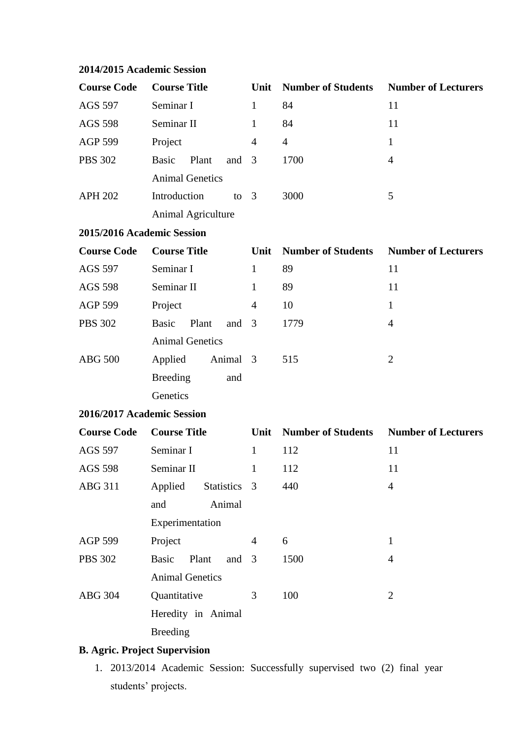**2014/2015 Academic Session**

| Course Code | Course Title | Unit | Number of Students | Number of Lecturers |
|---|---|---|---|---|
| AGS 597 | Seminar I | 1 | 84 | 11 |
| AGS 598 | Seminar II | 1 | 84 | 11 |
| AGP 599 | Project | 4 | 4 | 1 |
| PBS 302 | Basic Plant and Animal Genetics | 3 | 1700 | 4 |
| APH 202 | Introduction to Animal Agriculture | 3 | 3000 | 5 |

**2015/2016 Academic Session**

| Course Code | Course Title | Unit | Number of Students | Number of Lecturers |
|---|---|---|---|---|
| AGS 597 | Seminar I | 1 | 89 | 11 |
| AGS 598 | Seminar II | 1 | 89 | 11 |
| AGP 599 | Project | 4 | 10 | 1 |
| PBS 302 | Basic Plant and Animal Genetics | 3 | 1779 | 4 |
| ABG 500 | Applied Animal Breeding and Genetics | 3 | 515 | 2 |

**2016/2017 Academic Session**

| Course Code | Course Title | Unit | Number of Students | Number of Lecturers |
|---|---|---|---|---|
| AGS 597 | Seminar I | 1 | 112 | 11 |
| AGS 598 | Seminar II | 1 | 112 | 11 |
| ABG 311 | Applied Statistics and Animal Experimentation | 3 | 440 | 4 |
| AGP 599 | Project | 4 | 6 | 1 |
| PBS 302 | Basic Plant and Animal Genetics | 3 | 1500 | 4 |
| ABG 304 | Quantitative Heredity in Animal Breeding | 3 | 100 | 2 |

**B. Agric. Project Supervision**

1. 2013/2014 Academic Session: Successfully supervised two (2) final year students' projects.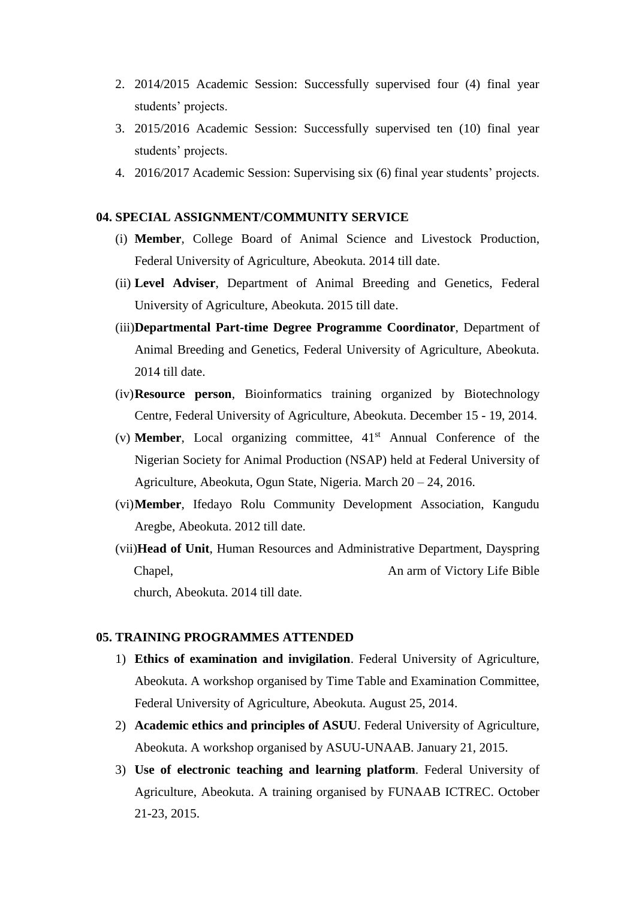2. 2014/2015 Academic Session: Successfully supervised four (4) final year students' projects.
3. 2015/2016 Academic Session: Successfully supervised ten (10) final year students' projects.
4. 2016/2017 Academic Session: Supervising six (6) final year students' projects.

## 04. SPECIAL ASSIGNMENT/COMMUNITY SERVICE

(i) **Member**, College Board of Animal Science and Livestock Production, Federal University of Agriculture, Abeokuta. 2014 till date.

(ii) **Level Adviser**, Department of Animal Breeding and Genetics, Federal University of Agriculture, Abeokuta. 2015 till date.

(iii) **Departmental Part-time Degree Programme Coordinator**, Department of Animal Breeding and Genetics, Federal University of Agriculture, Abeokuta. 2014 till date.

(iv) **Resource person**, Bioinformatics training organized by Biotechnology Centre, Federal University of Agriculture, Abeokuta. December 15 - 19, 2014.

(v) **Member**, Local organizing committee, 41st Annual Conference of the Nigerian Society for Animal Production (NSAP) held at Federal University of Agriculture, Abeokuta, Ogun State, Nigeria. March 20 – 24, 2016.

(vi) **Member**, Ifedayo Rolu Community Development Association, Kangudu Aregbe, Abeokuta. 2012 till date.

(vii) **Head of Unit**, Human Resources and Administrative Department, Dayspring Chapel, An arm of Victory Life Bible church, Abeokuta. 2014 till date.

## 05. TRAINING PROGRAMMES ATTENDED

1) **Ethics of examination and invigilation**. Federal University of Agriculture, Abeokuta. A workshop organised by Time Table and Examination Committee, Federal University of Agriculture, Abeokuta. August 25, 2014.
2) **Academic ethics and principles of ASUU**. Federal University of Agriculture, Abeokuta. A workshop organised by ASUU-UNAAB. January 21, 2015.
3) **Use of electronic teaching and learning platform**. Federal University of Agriculture, Abeokuta. A training organised by FUNAAB ICTREC. October 21-23, 2015.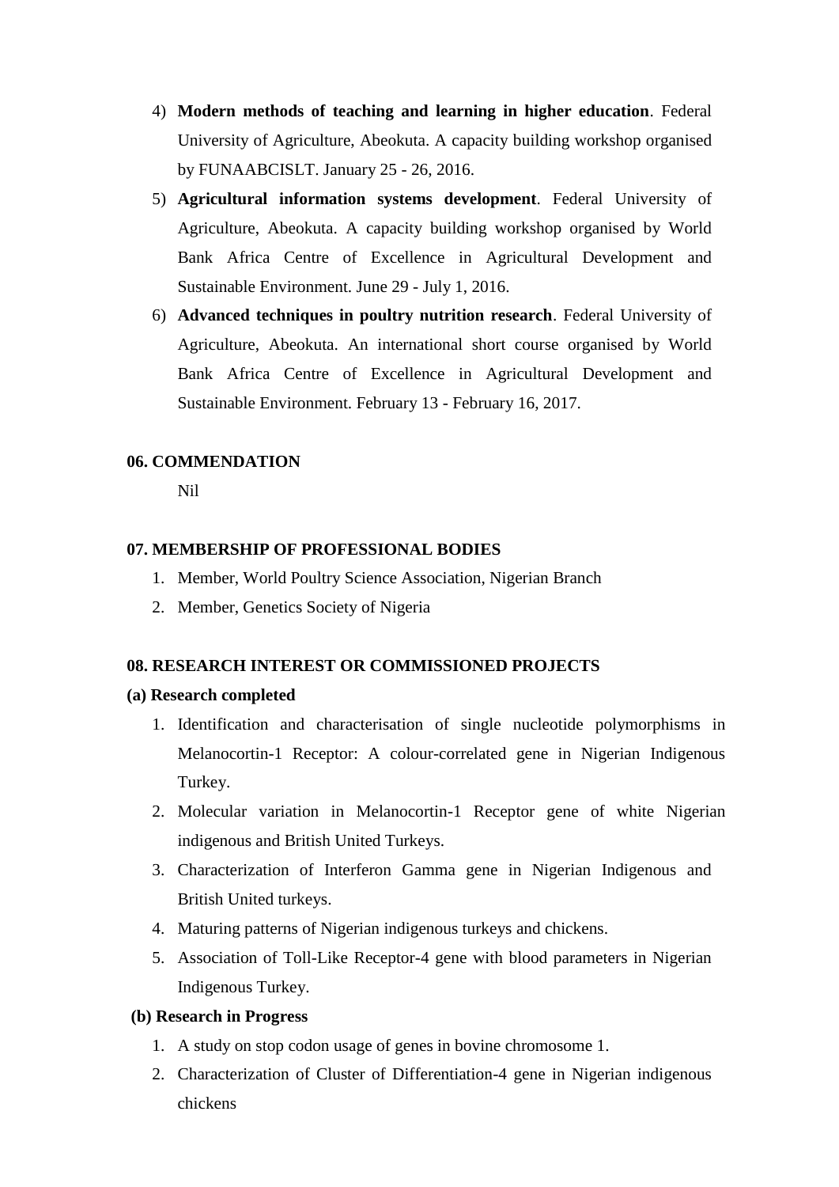4) **Modern methods of teaching and learning in higher education**. Federal University of Agriculture, Abeokuta. A capacity building workshop organised by FUNAABCISLT. January 25 - 26, 2016.
5) **Agricultural information systems development**. Federal University of Agriculture, Abeokuta. A capacity building workshop organised by World Bank Africa Centre of Excellence in Agricultural Development and Sustainable Environment. June 29 - July 1, 2016.
6) **Advanced techniques in poultry nutrition research**. Federal University of Agriculture, Abeokuta. An international short course organised by World Bank Africa Centre of Excellence in Agricultural Development and Sustainable Environment. February 13 - February 16, 2017.

**06. COMMENDATION**

Nil

**07. MEMBERSHIP OF PROFESSIONAL BODIES**

1. Member, World Poultry Science Association, Nigerian Branch
2. Member, Genetics Society of Nigeria

**08. RESEARCH INTEREST OR COMMISSIONED PROJECTS**

**(a) Research completed**

1. Identification and characterisation of single nucleotide polymorphisms in Melanocortin-1 Receptor: A colour-correlated gene in Nigerian Indigenous Turkey.
2. Molecular variation in Melanocortin-1 Receptor gene of white Nigerian indigenous and British United Turkeys.
3. Characterization of Interferon Gamma gene in Nigerian Indigenous and British United turkeys.
4. Maturing patterns of Nigerian indigenous turkeys and chickens.
5. Association of Toll-Like Receptor-4 gene with blood parameters in Nigerian Indigenous Turkey.

**(b) Research in Progress**

1. A study on stop codon usage of genes in bovine chromosome 1.
2. Characterization of Cluster of Differentiation-4 gene in Nigerian indigenous chickens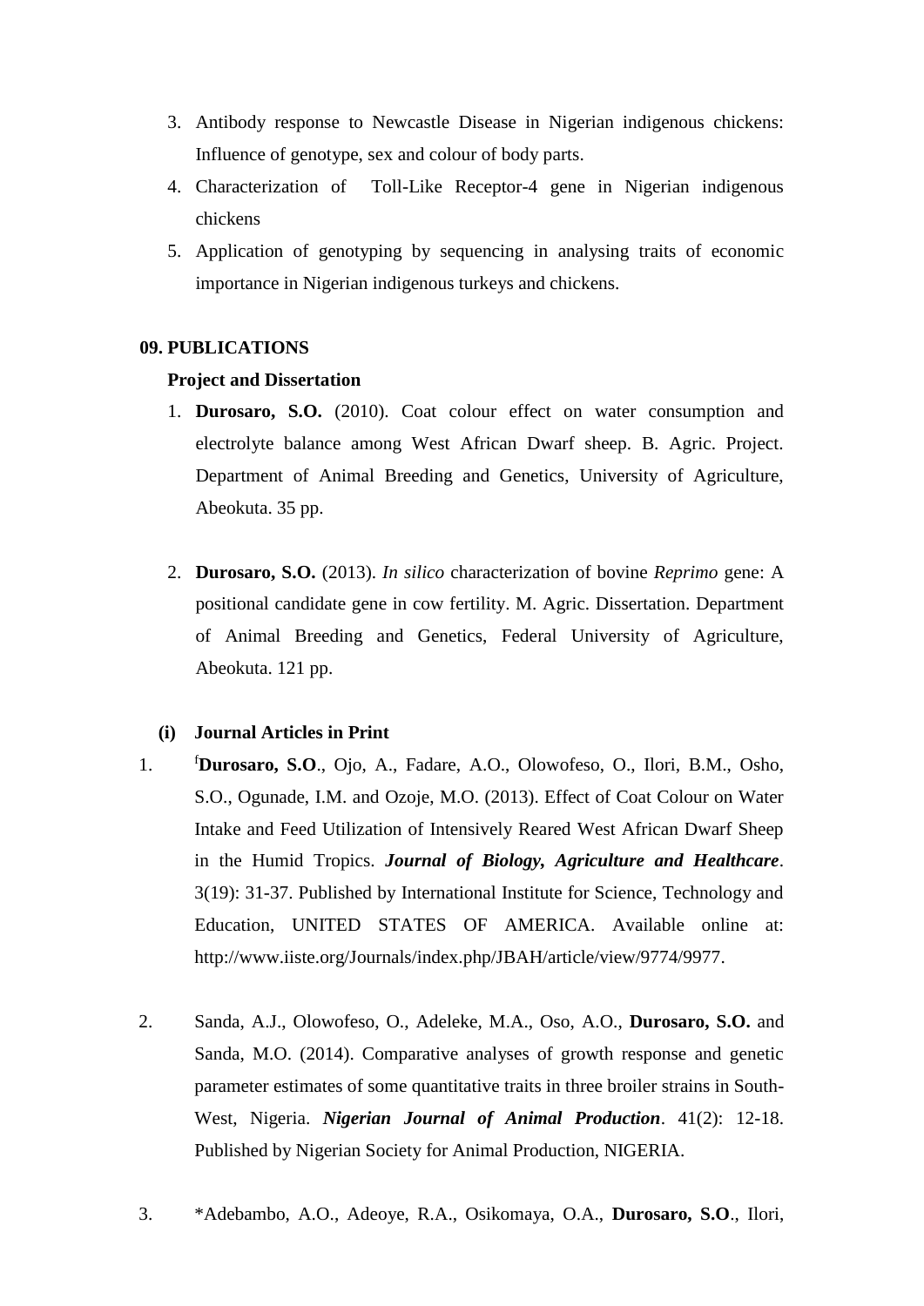3. Antibody response to Newcastle Disease in Nigerian indigenous chickens: Influence of genotype, sex and colour of body parts.
4. Characterization of Toll-Like Receptor-4 gene in Nigerian indigenous chickens
5. Application of genotyping by sequencing in analysing traits of economic importance in Nigerian indigenous turkeys and chickens.

**09. PUBLICATIONS**

**Project and Dissertation**

1. **Durosaro, S.O.** (2010). Coat colour effect on water consumption and electrolyte balance among West African Dwarf sheep. B. Agric. Project. Department of Animal Breeding and Genetics, University of Agriculture, Abeokuta. 35 pp.

2. **Durosaro, S.O.** (2013). *In silico* characterization of bovine *Reprimo* gene: A positional candidate gene in cow fertility. M. Agric. Dissertation. Department of Animal Breeding and Genetics, Federal University of Agriculture, Abeokuta. 121 pp.

**(i) Journal Articles in Print**

1. [f]**Durosaro, S.O**., Ojo, A., Fadare, A.O., Olowofeso, O., Ilori, B.M., Osho, S.O., Ogunade, I.M. and Ozoje, M.O. (2013). Effect of Coat Colour on Water Intake and Feed Utilization of Intensively Reared West African Dwarf Sheep in the Humid Tropics. ***Journal of Biology, Agriculture and Healthcare***. 3(19): 31-37. Published by International Institute for Science, Technology and Education, UNITED STATES OF AMERICA. Available online at: http://www.iiste.org/Journals/index.php/JBAH/article/view/9774/9977.

2. Sanda, A.J., Olowofeso, O., Adeleke, M.A., Oso, A.O., **Durosaro, S.O.** and Sanda, M.O. (2014). Comparative analyses of growth response and genetic parameter estimates of some quantitative traits in three broiler strains in South-West, Nigeria. ***Nigerian Journal of Animal Production***. 41(2): 12-18. Published by Nigerian Society for Animal Production, NIGERIA.

3. *Adebambo, A.O., Adeoye, R.A., Osikomaya, O.A., **Durosaro, S.O**., Ilori,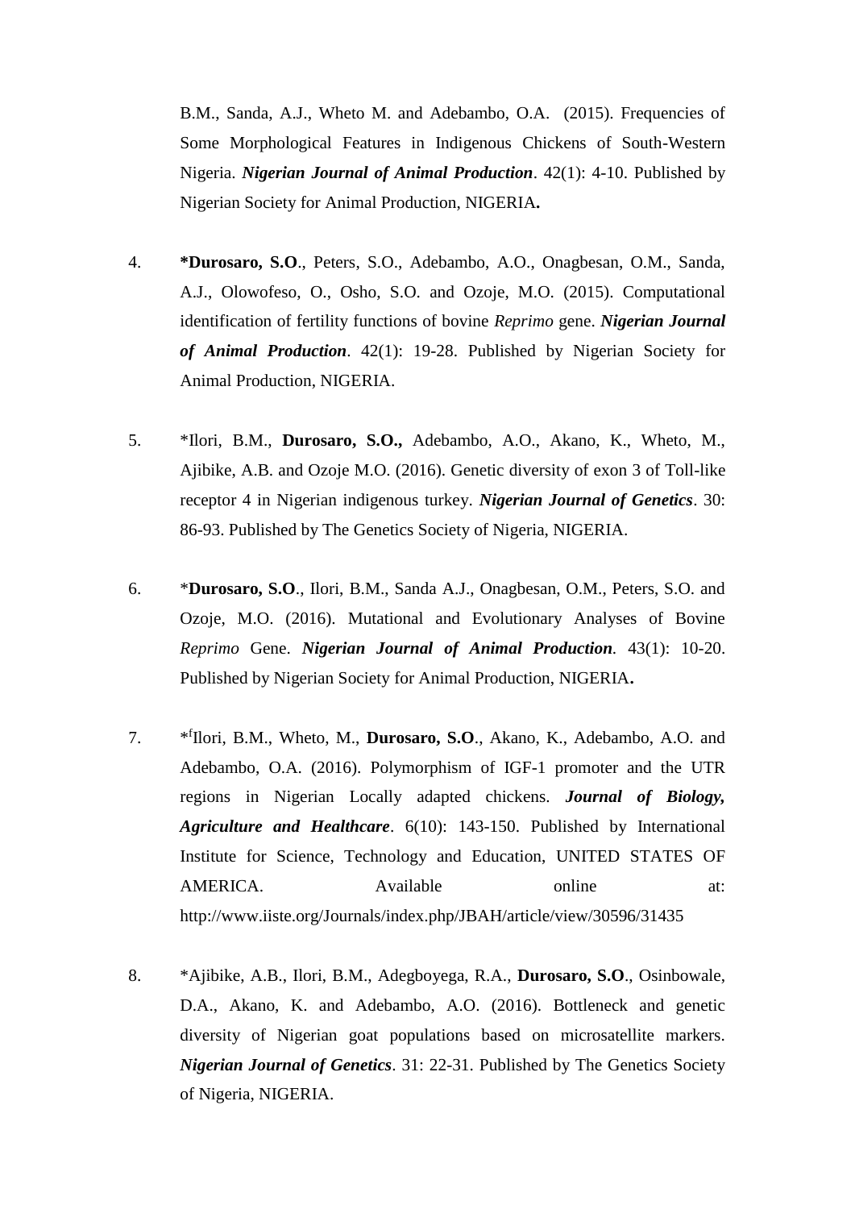B.M., Sanda, A.J., Wheto M. and Adebambo, O.A. (2015). Frequencies of Some Morphological Features in Indigenous Chickens of South-Western Nigeria. ***Nigerian Journal of Animal Production***. 42(1): 4-10. Published by Nigerian Society for Animal Production, NIGERIA**.**

4. ***Durosaro, S.O**., Peters, S.O., Adebambo, A.O., Onagbesan, O.M., Sanda, A.J., Olowofeso, O., Osho, S.O. and Ozoje, M.O. (2015). Computational identification of fertility functions of bovine *Reprimo* gene. ***Nigerian Journal of Animal Production***. 42(1): 19-28. Published by Nigerian Society for Animal Production, NIGERIA.

5. *Ilori, B.M., **Durosaro, S.O.,** Adebambo, A.O., Akano, K., Wheto, M., Ajibike, A.B. and Ozoje M.O. (2016). Genetic diversity of exon 3 of Toll-like receptor 4 in Nigerian indigenous turkey. ***Nigerian Journal of Genetics***. 30: 86-93. Published by The Genetics Society of Nigeria, NIGERIA.

6. ***Durosaro, S.O**., Ilori, B.M., Sanda A.J., Onagbesan, O.M., Peters, S.O. and Ozoje, M.O. (2016). Mutational and Evolutionary Analyses of Bovine *Reprimo* Gene. ***Nigerian Journal of Animal Production***. 43(1): 10-20. Published by Nigerian Society for Animal Production, NIGERIA**.**

7. *[f]Ilori, B.M., Wheto, M., **Durosaro, S.O**., Akano, K., Adebambo, A.O. and Adebambo, O.A. (2016). Polymorphism of IGF-1 promoter and the UTR regions in Nigerian Locally adapted chickens. ***Journal of Biology, Agriculture and Healthcare***. 6(10): 143-150. Published by International Institute for Science, Technology and Education, UNITED STATES OF AMERICA. Available online at: http://www.iiste.org/Journals/index.php/JBAH/article/view/30596/31435

8. *Ajibike, A.B., Ilori, B.M., Adegboyega, R.A., **Durosaro, S.O**., Osinbowale, D.A., Akano, K. and Adebambo, A.O. (2016). Bottleneck and genetic diversity of Nigerian goat populations based on microsatellite markers. ***Nigerian Journal of Genetics***. 31: 22-31. Published by The Genetics Society of Nigeria, NIGERIA.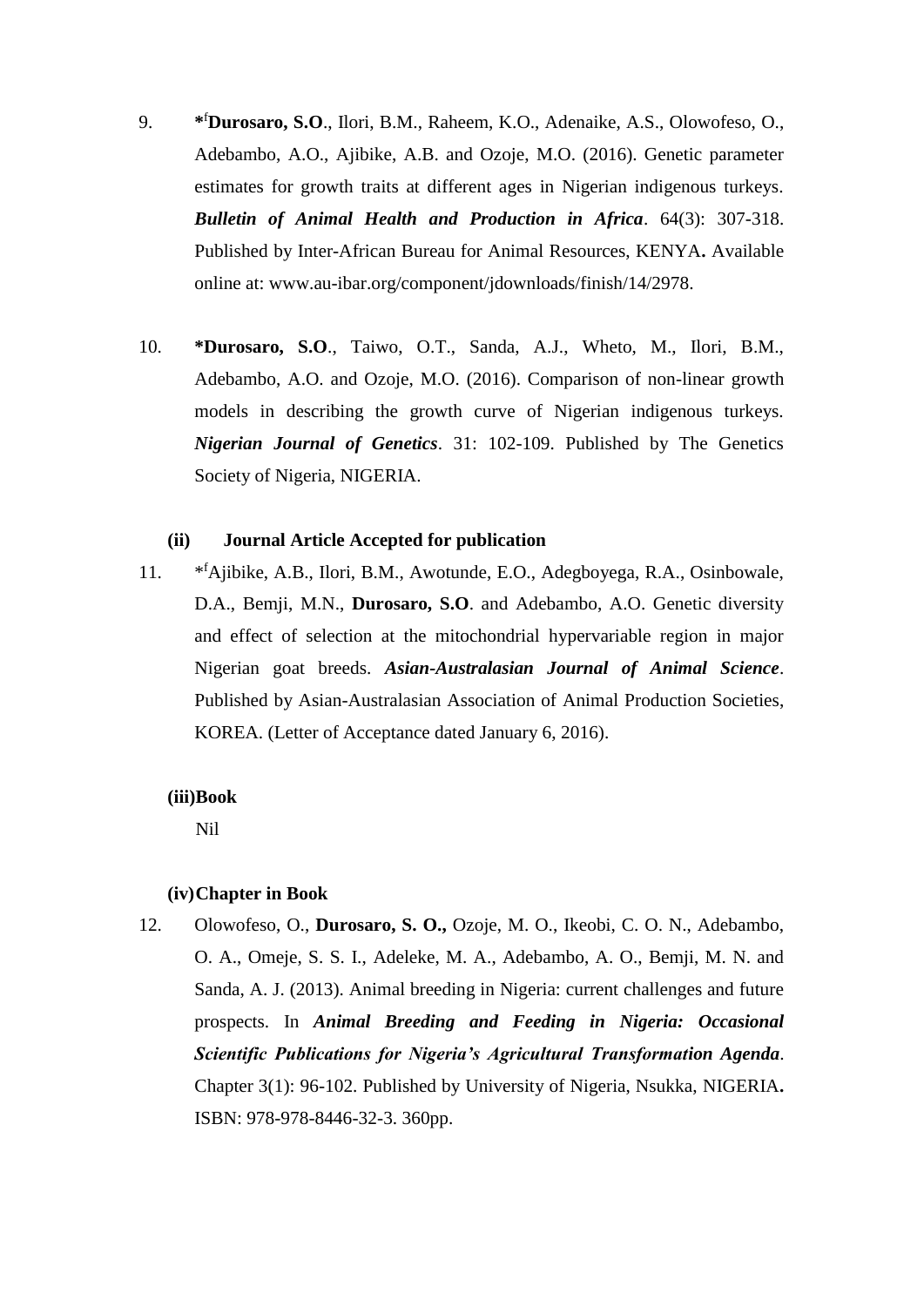9. ***[f]Durosaro, S.O**., Ilori, B.M., Raheem, K.O., Adenaike, A.S., Olowofeso, O., Adebambo, A.O., Ajibike, A.B. and Ozoje, M.O. (2016). Genetic parameter estimates for growth traits at different ages in Nigerian indigenous turkeys. ***Bulletin of Animal Health and Production in Africa***. 64(3): 307-318. Published by Inter-African Bureau for Animal Resources, KENYA**.** Available online at: www.au-ibar.org/component/jdownloads/finish/14/2978.

10. ***Durosaro, S.O**., Taiwo, O.T., Sanda, A.J., Wheto, M., Ilori, B.M., Adebambo, A.O. and Ozoje, M.O. (2016). Comparison of non-linear growth models in describing the growth curve of Nigerian indigenous turkeys. ***Nigerian Journal of Genetics***. 31: 102-109. Published by The Genetics Society of Nigeria, NIGERIA.

**(ii) Journal Article Accepted for publication**

11. *[f]Ajibike, A.B., Ilori, B.M., Awotunde, E.O., Adegboyega, R.A., Osinbowale, D.A., Bemji, M.N., **Durosaro, S.O**. and Adebambo, A.O. Genetic diversity and effect of selection at the mitochondrial hypervariable region in major Nigerian goat breeds. ***Asian-Australasian Journal of Animal Science***. Published by Asian-Australasian Association of Animal Production Societies, KOREA. (Letter of Acceptance dated January 6, 2016).

**(iii)Book**

Nil

**(iv)Chapter in Book**

12. Olowofeso, O., **Durosaro, S. O.,** Ozoje, M. O., Ikeobi, C. O. N., Adebambo, O. A., Omeje, S. S. I., Adeleke, M. A., Adebambo, A. O., Bemji, M. N. and Sanda, A. J. (2013). Animal breeding in Nigeria: current challenges and future prospects. In ***Animal Breeding and Feeding in Nigeria: Occasional Scientific Publications for Nigeria's Agricultural Transformation Agenda***. Chapter 3(1): 96-102. Published by University of Nigeria, Nsukka, NIGERIA**.** ISBN: 978-978-8446-32-3. 360pp.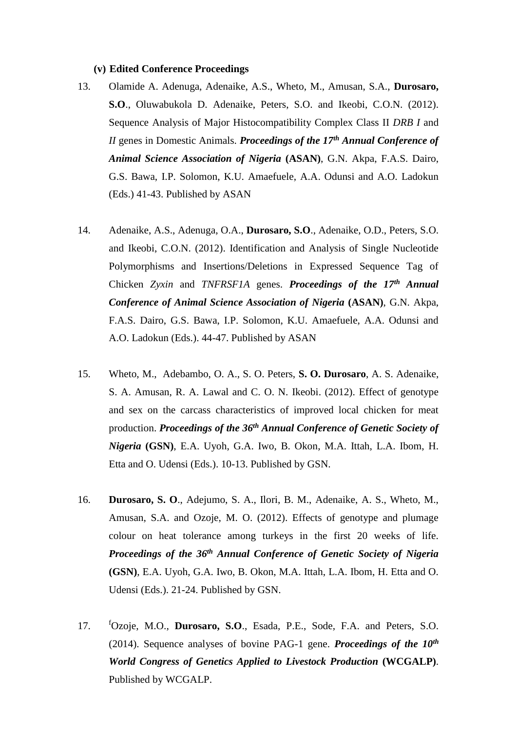**(v) Edited Conference Proceedings**

13. Olamide A. Adenuga, Adenaike, A.S., Wheto, M., Amusan, S.A., **Durosaro, S.O**., Oluwabukola D. Adenaike, Peters, S.O. and Ikeobi, C.O.N. (2012). Sequence Analysis of Major Histocompatibility Complex Class II *DRB I* and *II* genes in Domestic Animals. ***Proceedings of the 17th Annual Conference of Animal Science Association of Nigeria*** **(ASAN)**, G.N. Akpa, F.A.S. Dairo, G.S. Bawa, I.P. Solomon, K.U. Amaefuele, A.A. Odunsi and A.O. Ladokun (Eds.) 41-43. Published by ASAN

14. Adenaike, A.S., Adenuga, O.A., **Durosaro, S.O**., Adenaike, O.D., Peters, S.O. and Ikeobi, C.O.N. (2012). Identification and Analysis of Single Nucleotide Polymorphisms and Insertions/Deletions in Expressed Sequence Tag of Chicken *Zyxin* and *TNFRSF1A* genes. ***Proceedings of the 17th Annual Conference of Animal Science Association of Nigeria*** **(ASAN)**, G.N. Akpa, F.A.S. Dairo, G.S. Bawa, I.P. Solomon, K.U. Amaefuele, A.A. Odunsi and A.O. Ladokun (Eds.). 44-47. Published by ASAN

15. Wheto, M., Adebambo, O. A., S. O. Peters, **S. O. Durosaro**, A. S. Adenaike, S. A. Amusan, R. A. Lawal and C. O. N. Ikeobi. (2012). Effect of genotype and sex on the carcass characteristics of improved local chicken for meat production. ***Proceedings of the 36th Annual Conference of Genetic Society of Nigeria*** **(GSN)**, E.A. Uyoh, G.A. Iwo, B. Okon, M.A. Ittah, L.A. Ibom, H. Etta and O. Udensi (Eds.). 10-13. Published by GSN.

16. **Durosaro, S. O**., Adejumo, S. A., Ilori, B. M., Adenaike, A. S., Wheto, M., Amusan, S.A. and Ozoje, M. O. (2012). Effects of genotype and plumage colour on heat tolerance among turkeys in the first 20 weeks of life. ***Proceedings of the 36th Annual Conference of Genetic Society of Nigeria*** **(GSN)**, E.A. Uyoh, G.A. Iwo, B. Okon, M.A. Ittah, L.A. Ibom, H. Etta and O. Udensi (Eds.). 21-24. Published by GSN.

17. [f]Ozoje, M.O., **Durosaro, S.O**., Esada, P.E., Sode, F.A. and Peters, S.O. (2014). Sequence analyses of bovine PAG-1 gene. ***Proceedings of the 10th World Congress of Genetics Applied to Livestock Production*** **(WCGALP)**. Published by WCGALP.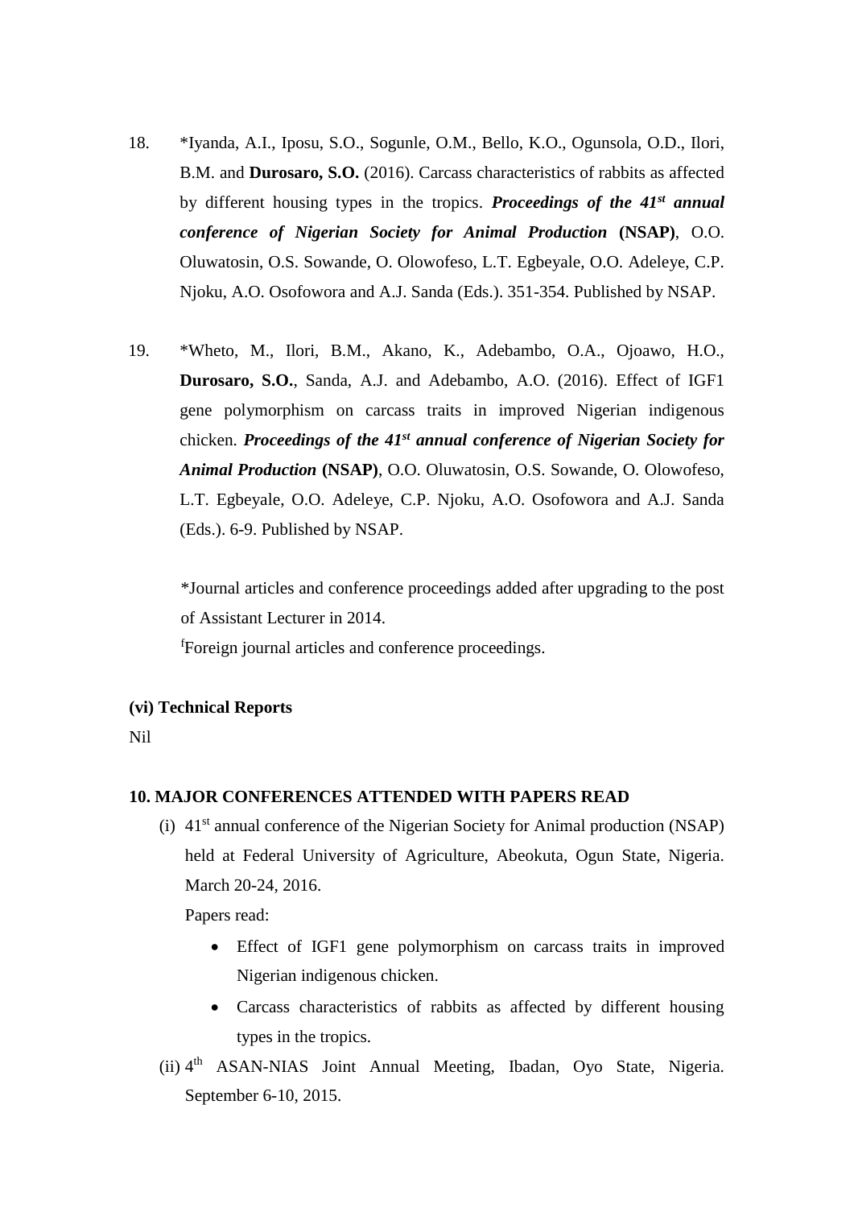18. *Iyanda, A.I., Iposu, S.O., Sogunle, O.M., Bello, K.O., Ogunsola, O.D., Ilori, B.M. and **Durosaro, S.O.** (2016). Carcass characteristics of rabbits as affected by different housing types in the tropics. ***Proceedings of the 41st annual conference of Nigerian Society for Animal Production*** **(NSAP)**, O.O. Oluwatosin, O.S. Sowande, O. Olowofeso, L.T. Egbeyale, O.O. Adeleye, C.P. Njoku, A.O. Osofowora and A.J. Sanda (Eds.). 351-354. Published by NSAP.

19. *Wheto, M., Ilori, B.M., Akano, K., Adebambo, O.A., Ojoawo, H.O., **Durosaro, S.O.**, Sanda, A.J. and Adebambo, A.O. (2016). Effect of IGF1 gene polymorphism on carcass traits in improved Nigerian indigenous chicken. ***Proceedings of the 41st annual conference of Nigerian Society for Animal Production*** **(NSAP)**, O.O. Oluwatosin, O.S. Sowande, O. Olowofeso, L.T. Egbeyale, O.O. Adeleye, C.P. Njoku, A.O. Osofowora and A.J. Sanda (Eds.). 6-9. Published by NSAP.

*Journal articles and conference proceedings added after upgrading to the post of Assistant Lecturer in 2014.

[f]Foreign journal articles and conference proceedings.

**(vi) Technical Reports**

Nil

**10. MAJOR CONFERENCES ATTENDED WITH PAPERS READ**

(i) 41st annual conference of the Nigerian Society for Animal production (NSAP) held at Federal University of Agriculture, Abeokuta, Ogun State, Nigeria. March 20-24, 2016.

Papers read:

- Effect of IGF1 gene polymorphism on carcass traits in improved Nigerian indigenous chicken.
- Carcass characteristics of rabbits as affected by different housing types in the tropics.

(ii) 4th ASAN-NIAS Joint Annual Meeting, Ibadan, Oyo State, Nigeria. September 6-10, 2015.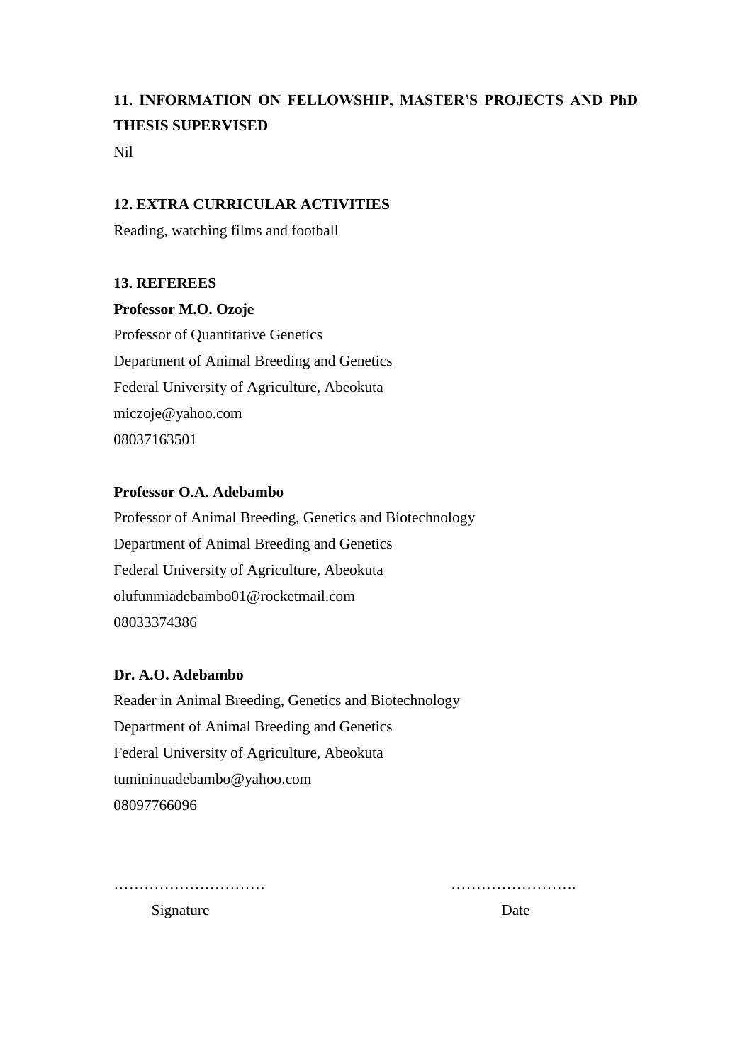## 11. INFORMATION ON FELLOWSHIP, MASTER'S PROJECTS AND PhD THESIS SUPERVISED

Nil

## 12. EXTRA CURRICULAR ACTIVITIES

Reading, watching films and football

## 13. REFEREES

**Professor M.O. Ozoje**
Professor of Quantitative Genetics
Department of Animal Breeding and Genetics
Federal University of Agriculture, Abeokuta
miczoje@yahoo.com
08037163501

**Professor O.A. Adebambo**
Professor of Animal Breeding, Genetics and Biotechnology
Department of Animal Breeding and Genetics
Federal University of Agriculture, Abeokuta
olufunmiadebambo01@rocketmail.com
08033374386

**Dr. A.O. Adebambo**
Reader in Animal Breeding, Genetics and Biotechnology
Department of Animal Breeding and Genetics
Federal University of Agriculture, Abeokuta
tumininuadebambo@yahoo.com
08097766096

………………………… ……………………….

Signature Date